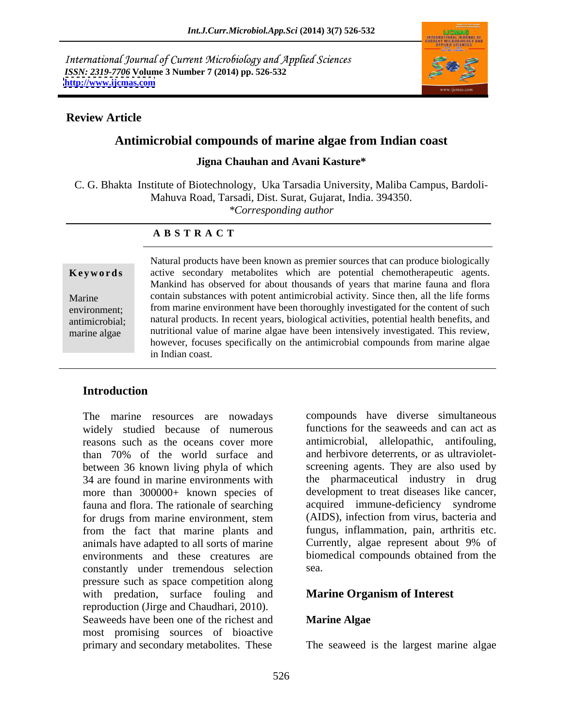International Journal of Current Microbiology and Applied Sciences
*ISSN: 2319-7706* **Volume 3 Number 7 (2014) pp. 526-532**
**http://www.ijcmas.com**

**Review Article**

# Antimicrobial compounds of marine algae from Indian coast

**Jigna Chauhan and Avani Kasture***

C. G. Bhakta Institute of Biotechnology, Uka Tarsadia University, Maliba Campus, Bardoli-Mahuva Road, Tarsadi, Dist. Surat, Gujarat, India. 394350.
*\*Corresponding author*

## ABSTRACT

**Keywords**

Marine environment; antimicrobial; marine algae

Natural products have been known as premier sources that can produce biologically active secondary metabolites which are potential chemotherapeutic agents. Mankind has observed for about thousands of years that marine fauna and flora contain substances with potent antimicrobial activity. Since then, all the life forms from marine environment have been thoroughly investigated for the content of such natural products. In recent years, biological activities, potential health benefits, and nutritional value of marine algae have been intensively investigated. This review, however, focuses specifically on the antimicrobial compounds from marine algae in Indian coast.

## Introduction

The marine resources are nowadays widely studied because of numerous reasons such as the oceans cover more than 70% of the world surface and between 36 known living phyla of which 34 are found in marine environments with more than 300000+ known species of fauna and flora. The rationale of searching for drugs from marine environment, stem from the fact that marine plants and animals have adapted to all sorts of marine environments and these creatures are constantly under tremendous selection pressure such as space competition along with predation, surface fouling and reproduction (Jirge and Chaudhari, 2010). Seaweeds have been one of the richest and most promising sources of bioactive primary and secondary metabolites. These compounds have diverse simultaneous functions for the seaweeds and can act as antimicrobial, allelopathic, antifouling, and herbivore deterrents, or as ultraviolet-screening agents. They are also used by the pharmaceutical industry in drug development to treat diseases like cancer, acquired immune-deficiency syndrome (AIDS), infection from virus, bacteria and fungus, inflammation, pain, arthritis etc. Currently, algae represent about 9% of biomedical compounds obtained from the sea.

## Marine Organism of Interest

### Marine Algae

The seaweed is the largest marine algae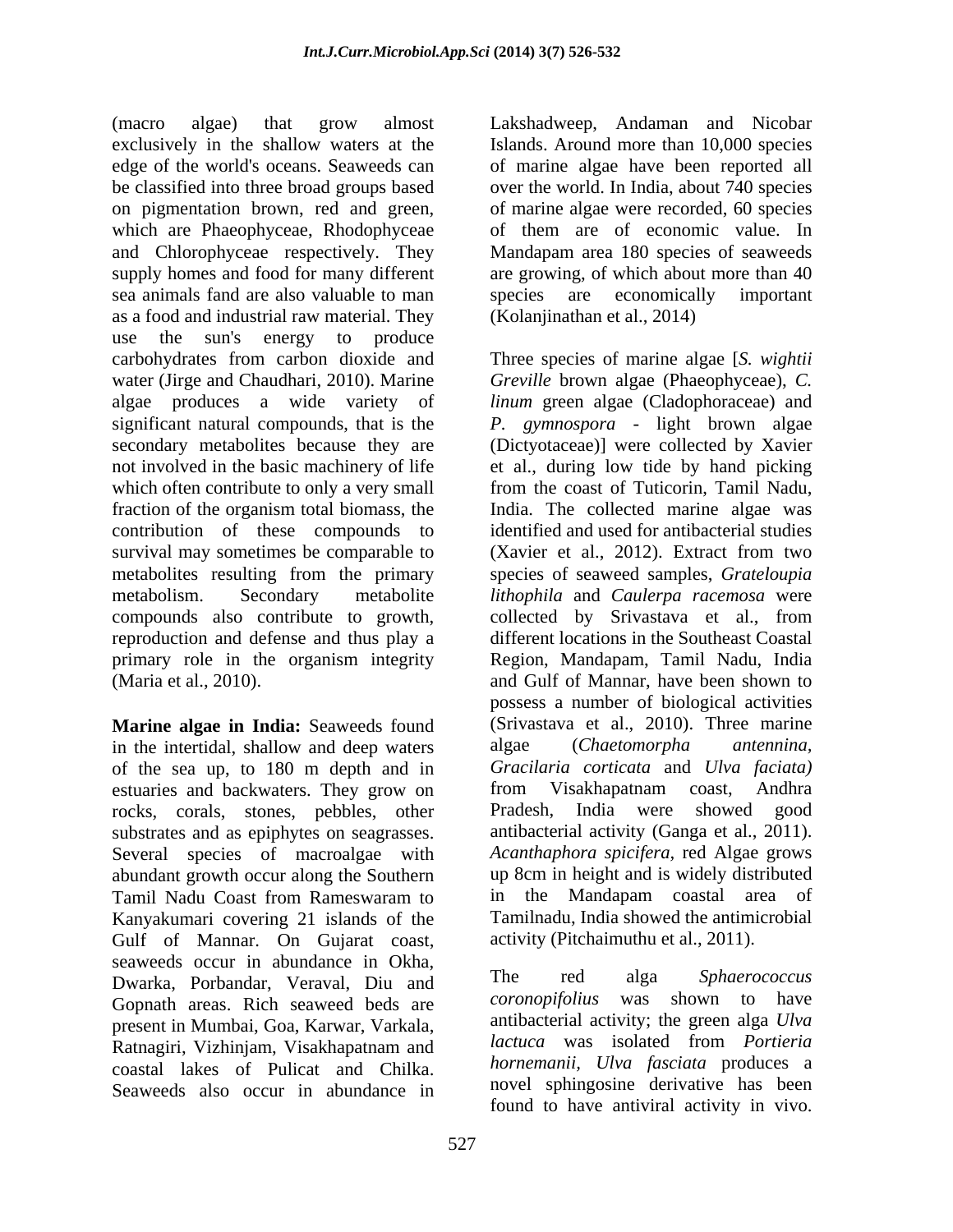(macro algae) that grow almost exclusively in the shallow waters at the edge of the world's oceans. Seaweeds can be classified into three broad groups based on pigmentation brown, red and green, which are Phaeophyceae, Rhodophyceae and Chlorophyceae respectively. They supply homes and food for many different sea animals fand are also valuable to man as a food and industrial raw material. They use the sun's energy to produce carbohydrates from carbon dioxide and water (Jirge and Chaudhari, 2010). Marine algae produces a wide variety of significant natural compounds, that is the secondary metabolites because they are not involved in the basic machinery of life which often contribute to only a very small fraction of the organism total biomass, the contribution of these compounds to survival may sometimes be comparable to metabolites resulting from the primary metabolism. Secondary metabolite compounds also contribute to growth, reproduction and defense and thus play a primary role in the organism integrity (Maria et al., 2010).

**Marine algae in India:** Seaweeds found in the intertidal, shallow and deep waters of the sea up, to 180 m depth and in estuaries and backwaters. They grow on rocks, corals, stones, pebbles, other substrates and as epiphytes on seagrasses. Several species of macroalgae with abundant growth occur along the Southern Tamil Nadu Coast from Rameswaram to Kanyakumari covering 21 islands of the Gulf of Mannar. On Gujarat coast, seaweeds occur in abundance in Okha, Dwarka, Porbandar, Veraval, Diu and Gopnath areas. Rich seaweed beds are present in Mumbai, Goa, Karwar, Varkala, Ratnagiri, Vizhinjam, Visakhapatnam and coastal lakes of Pulicat and Chilka. Seaweeds also occur in abundance in Lakshadweep, Andaman and Nicobar Islands. Around more than 10,000 species of marine algae have been reported all over the world. In India, about 740 species of marine algae were recorded, 60 species of them are of economic value. In Mandapam area 180 species of seaweeds are growing, of which about more than 40 species are economically important (Kolanjinathan et al., 2014)

Three species of marine algae [*S. wightii Greville* brown algae (Phaeophyceae), *C. linum* green algae (Cladophoraceae) and *P. gymnospora* - light brown algae (Dictyotaceae)] were collected by Xavier et al., during low tide by hand picking from the coast of Tuticorin, Tamil Nadu, India. The collected marine algae was identified and used for antibacterial studies (Xavier et al., 2012). Extract from two species of seaweed samples, *Grateloupia lithophila* and *Caulerpa racemosa* were collected by Srivastava et al., from different locations in the Southeast Coastal Region, Mandapam, Tamil Nadu, India and Gulf of Mannar, have been shown to possess a number of biological activities (Srivastava et al., 2010). Three marine algae (*Chaetomorpha antennina*, *Gracilaria corticata* and *Ulva faciata)* from Visakhapatnam coast, Andhra Pradesh, India were showed good antibacterial activity (Ganga et al., 2011). *Acanthaphora spicifera*, red Algae grows up 8cm in height and is widely distributed in the Mandapam coastal area of Tamilnadu, India showed the antimicrobial activity (Pitchaimuthu et al., 2011).

The red alga *Sphaerococcus coronopifolius* was shown to have antibacterial activity; the green alga *Ulva lactuca* was isolated from *Portieria hornemanii*, *Ulva fasciata* produces a novel sphingosine derivative has been found to have antiviral activity in vivo.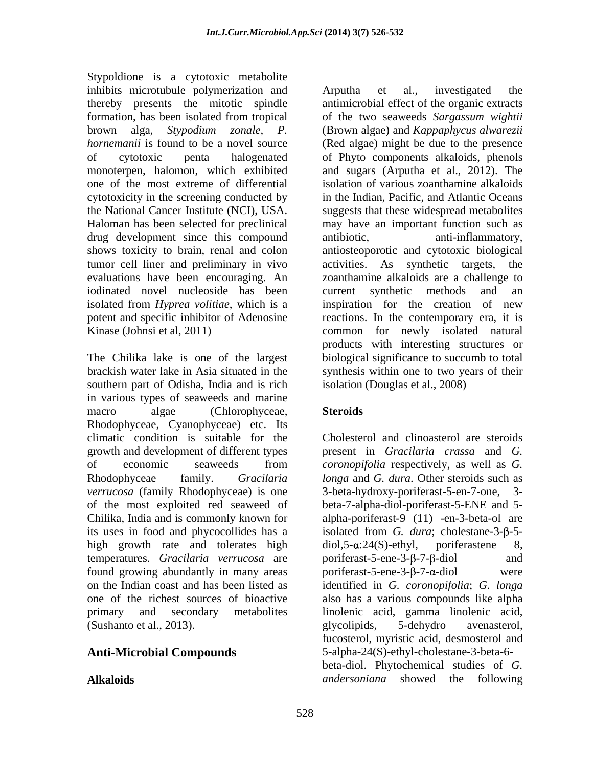Stypoldione is a cytotoxic metabolite inhibits microtubule polymerization and thereby presents the mitotic spindle formation, has been isolated from tropical brown alga, *Stypodium zonale*, *P. hornemanii* is found to be a novel source of cytotoxic penta halogenated monoterpen, halomon, which exhibited one of the most extreme of differential cytotoxicity in the screening conducted by the National Cancer Institute (NCI), USA. Haloman has been selected for preclinical drug development since this compound shows toxicity to brain, renal and colon tumor cell liner and preliminary in vivo evaluations have been encouraging. An iodinated novel nucleoside has been isolated from *Hyprea volitiae*, which is a potent and specific inhibitor of Adenosine Kinase (Johnsi et al, 2011)

The Chilika lake is one of the largest brackish water lake in Asia situated in the southern part of Odisha, India and is rich in various types of seaweeds and marine macro algae (Chlorophyceae, Rhodophyceae, Cyanophyceae) etc. Its climatic condition is suitable for the growth and development of different types of economic seaweeds from Rhodophyceae family. *Gracilaria verrucosa* (family Rhodophyceae) is one of the most exploited red seaweed of Chilika, India and is commonly known for its uses in food and phycocollides has a high growth rate and tolerates high temperatures. *Gracilaria verrucosa* are found growing abundantly in many areas on the Indian coast and has been listed as one of the richest sources of bioactive primary and secondary metabolites (Sushanto et al., 2013).

## Anti-Microbial Compounds

### Alkaloids

Arputha et al., investigated the antimicrobial effect of the organic extracts of the two seaweeds *Sargassum wightii* (Brown algae) and *Kappaphycus alwarezii* (Red algae) might be due to the presence of Phyto components alkaloids, phenols and sugars (Arputha et al., 2012). The isolation of various zoanthamine alkaloids in the Indian, Pacific, and Atlantic Oceans suggests that these widespread metabolites may have an important function such as antibiotic, anti-inflammatory, antiosteoporotic and cytotoxic biological activities. As synthetic targets, the zoanthamine alkaloids are a challenge to current synthetic methods and an inspiration for the creation of new reactions. In the contemporary era, it is common for newly isolated natural products with interesting structures or biological significance to succumb to total synthesis within one to two years of their isolation (Douglas et al., 2008)

### Steroids

Cholesterol and clinoasterol are steroids present in *Gracilaria crassa* and *G. coronopifolia* respectively, as well as *G. longa* and *G. dura*. Other steroids such as 3-beta-hydroxy-poriferast-5-en-7-one, 3-beta-7-alpha-diol-poriferast-5-ENE and 5-alpha-poriferast-9 (11) -en-3-beta-ol are isolated from *G. dura*; cholestane-3-β-5-diol,5-α:24(S)-ethyl, poriferastene 8, poriferast-5-ene-3-β-7-β-diol and poriferast-5-ene-3-β-7-α-diol were identified in *G. coronopifolia*; *G. longa* also has a various compounds like alpha linolenic acid, gamma linolenic acid, glycolipids, 5-dehydro avenasterol, fucosterol, myristic acid, desmosterol and 5-alpha-24(S)-ethyl-cholestane-3-beta-6-beta-diol. Phytochemical studies of *G. andersoniana* showed the following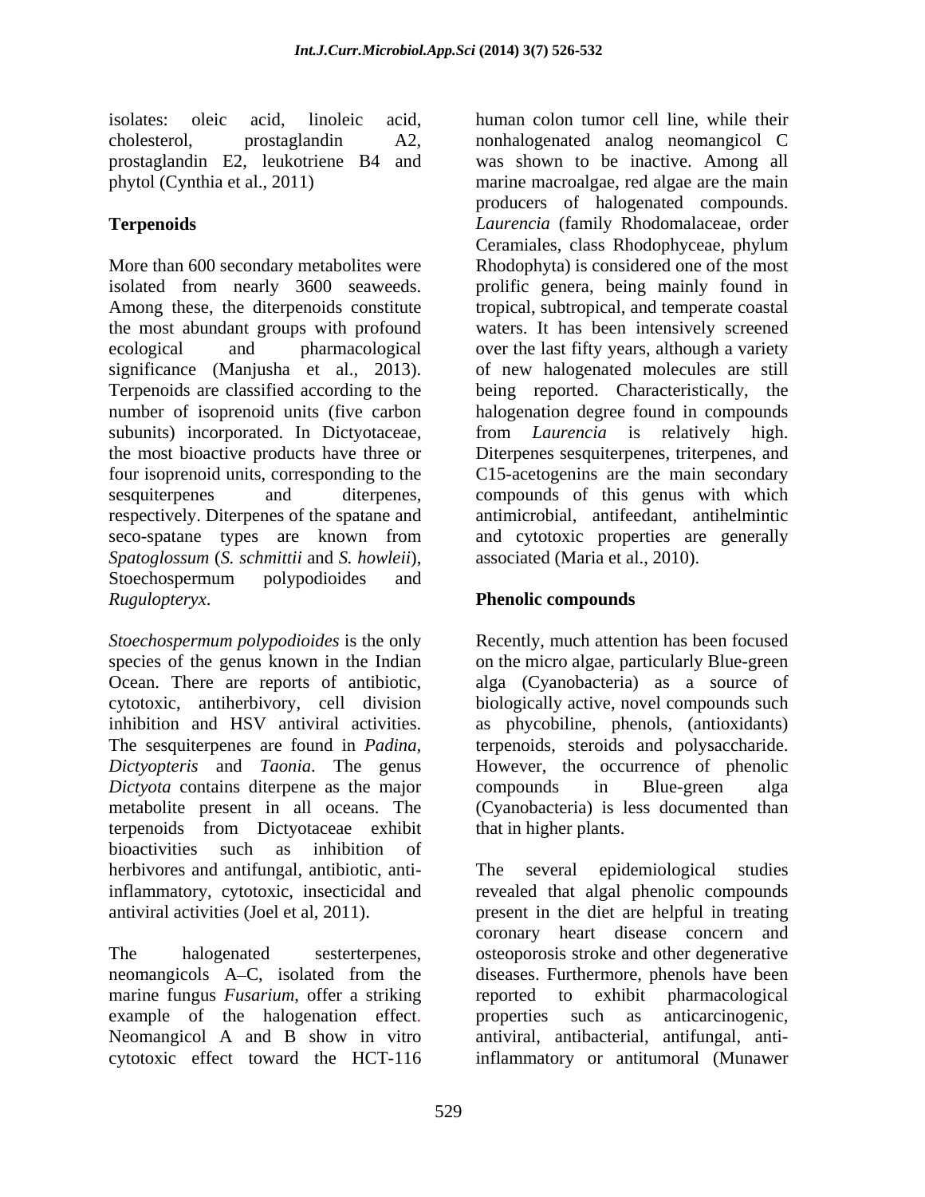isolates: oleic acid, linoleic acid, cholesterol, prostaglandin A2, prostaglandin E2, leukotriene B4 and phytol (Cynthia et al., 2011)

## Terpenoids

More than 600 secondary metabolites were isolated from nearly 3600 seaweeds. Among these, the diterpenoids constitute the most abundant groups with profound ecological and pharmacological significance (Manjusha et al., 2013). Terpenoids are classified according to the number of isoprenoid units (five carbon subunits) incorporated. In Dictyotaceae, the most bioactive products have three or four isoprenoid units, corresponding to the sesquiterpenes and diterpenes, respectively. Diterpenes of the spatane and seco-spatane types are known from *Spatoglossum* (*S. schmittii* and *S. howleii*), Stoechospermum polypodioides and *Rugulopteryx*.

*Stoechospermum polypodioides* is the only species of the genus known in the Indian Ocean. There are reports of antibiotic, cytotoxic, antiherbivory, cell division inhibition and HSV antiviral activities. The sesquiterpenes are found in *Padina, Dictyopteris* and *Taonia*. The genus *Dictyota* contains diterpene as the major metabolite present in all oceans. The terpenoids from Dictyotaceae exhibit bioactivities such as inhibition of herbivores and antifungal, antibiotic, anti-inflammatory, cytotoxic, insecticidal and antiviral activities (Joel et al, 2011).

The halogenated sesterterpenes, neomangicols A–C, isolated from the marine fungus *Fusarium*, offer a striking example of the halogenation effect. Neomangicol A and B show in vitro cytotoxic effect toward the HCT-116 human colon tumor cell line, while their nonhalogenated analog neomangicol C was shown to be inactive. Among all marine macroalgae, red algae are the main producers of halogenated compounds. *Laurencia* (family Rhodomalaceae, order Ceramiales, class Rhodophyceae, phylum Rhodophyta) is considered one of the most prolific genera, being mainly found in tropical, subtropical, and temperate coastal waters. It has been intensively screened over the last fifty years, although a variety of new halogenated molecules are still being reported. Characteristically, the halogenation degree found in compounds from *Laurencia* is relatively high. Diterpenes sesquiterpenes, triterpenes, and C15-acetogenins are the main secondary compounds of this genus with which antimicrobial, antifeedant, antihelmintic and cytotoxic properties are generally associated (Maria et al., 2010).

## Phenolic compounds

Recently, much attention has been focused on the micro algae, particularly Blue-green alga (Cyanobacteria) as a source of biologically active, novel compounds such as phycobiline, phenols, (antioxidants) terpenoids, steroids and polysaccharide. However, the occurrence of phenolic compounds in Blue-green alga (Cyanobacteria) is less documented than that in higher plants.

The several epidemiological studies revealed that algal phenolic compounds present in the diet are helpful in treating coronary heart disease concern and osteoporosis stroke and other degenerative diseases. Furthermore, phenols have been reported to exhibit pharmacological properties such as anticarcinogenic, antiviral, antibacterial, antifungal, anti-inflammatory or antitumoral (Munawer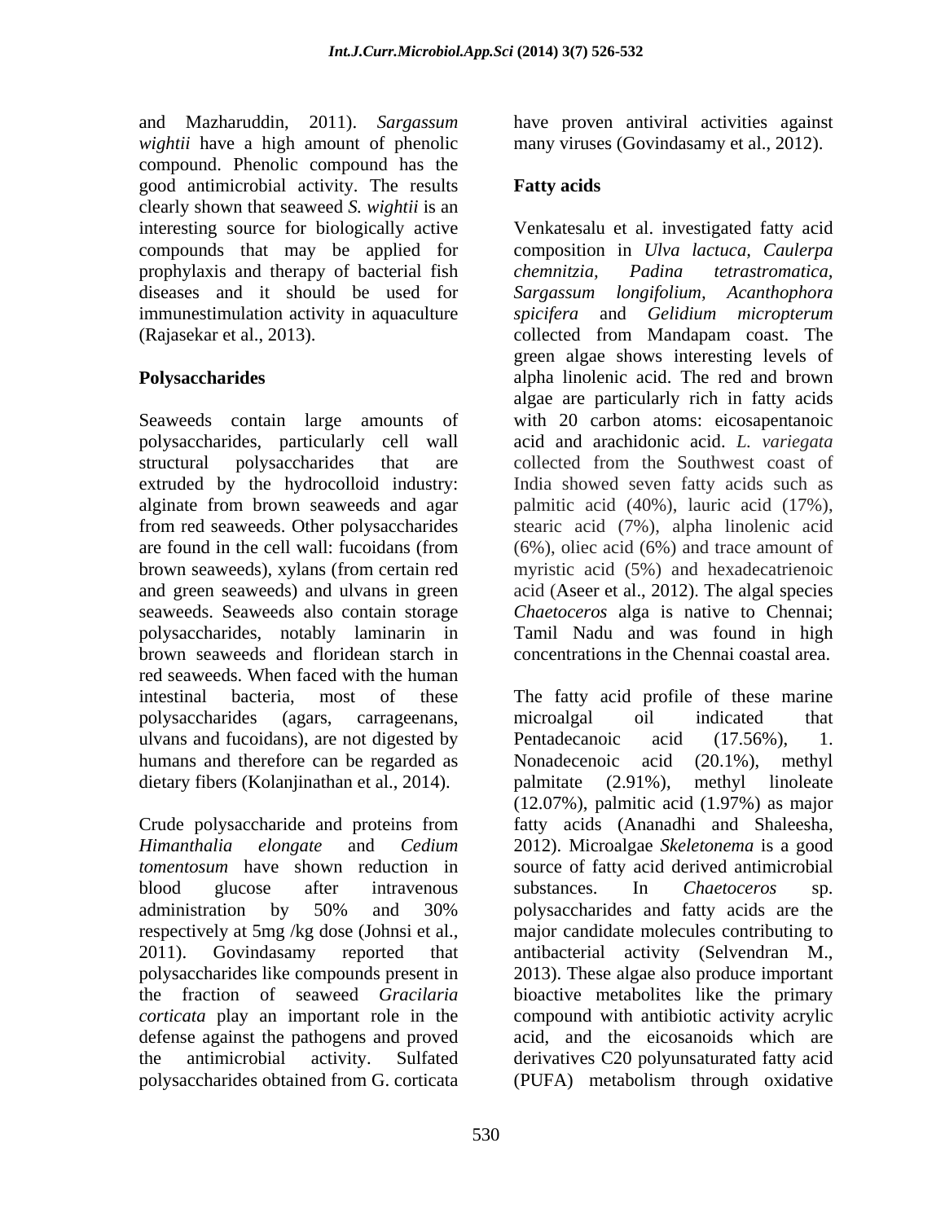and Mazharuddin, 2011). *Sargassum wightii* have a high amount of phenolic compound. Phenolic compound has the good antimicrobial activity. The results clearly shown that seaweed *S. wightii* is an interesting source for biologically active compounds that may be applied for prophylaxis and therapy of bacterial fish diseases and it should be used for immunestimulation activity in aquaculture (Rajasekar et al., 2013).

## Polysaccharides

Seaweeds contain large amounts of polysaccharides, particularly cell wall structural polysaccharides that are extruded by the hydrocolloid industry: alginate from brown seaweeds and agar from red seaweeds. Other polysaccharides are found in the cell wall: fucoidans (from brown seaweeds), xylans (from certain red and green seaweeds) and ulvans in green seaweeds. Seaweeds also contain storage polysaccharides, notably laminarin in brown seaweeds and floridean starch in red seaweeds. When faced with the human intestinal bacteria, most of these polysaccharides (agars, carrageenans, ulvans and fucoidans), are not digested by humans and therefore can be regarded as dietary fibers (Kolanjinathan et al., 2014).

Crude polysaccharide and proteins from *Himanthalia elongate* and *Cedium tomentosum* have shown reduction in blood glucose after intravenous administration by 50% and 30% respectively at 5mg /kg dose (Johnsi et al., 2011). Govindasamy reported that polysaccharides like compounds present in the fraction of seaweed *Gracilaria corticata* play an important role in the defense against the pathogens and proved the antimicrobial activity. Sulfated polysaccharides obtained from G. corticata have proven antiviral activities against many viruses (Govindasamy et al., 2012).

## Fatty acids

Venkatesalu et al. investigated fatty acid composition in *Ulva lactuca, Caulerpa chemnitzia, Padina tetrastromatica, Sargassum longifolium, Acanthophora spicifera* and *Gelidium micropterum* collected from Mandapam coast. The green algae shows interesting levels of alpha linolenic acid. The red and brown algae are particularly rich in fatty acids with 20 carbon atoms: eicosapentanoic acid and arachidonic acid. *L. variegata* collected from the Southwest coast of India showed seven fatty acids such as palmitic acid (40%), lauric acid (17%), stearic acid (7%), alpha linolenic acid (6%), oliec acid (6%) and trace amount of myristic acid (5%) and hexadecatrienoic acid (Aseer et al., 2012). The algal species *Chaetoceros* alga is native to Chennai; Tamil Nadu and was found in high concentrations in the Chennai coastal area.

The fatty acid profile of these marine microalgal oil indicated that Pentadecanoic acid (17.56%), 1. Nonadecenoic acid (20.1%), methyl palmitate (2.91%), methyl linoleate (12.07%), palmitic acid (1.97%) as major fatty acids (Ananadhi and Shaleesha, 2012). Microalgae *Skeletonema* is a good source of fatty acid derived antimicrobial substances. In *Chaetoceros* sp. polysaccharides and fatty acids are the major candidate molecules contributing to antibacterial activity (Selvendran M., 2013). These algae also produce important bioactive metabolites like the primary compound with antibiotic activity acrylic acid, and the eicosanoids which are derivatives C20 polyunsaturated fatty acid (PUFA) metabolism through oxidative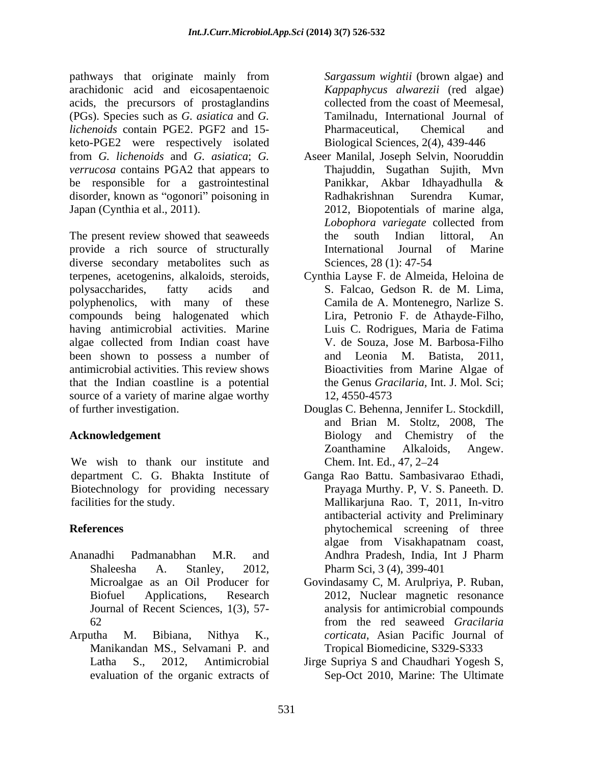pathways that originate mainly from arachidonic acid and eicosapentaenoic acids, the precursors of prostaglandins (PGs). Species such as *G. asiatica* and *G. lichenoids* contain PGE2. PGF2 and 15-keto-PGE2 were respectively isolated from *G. lichenoids* and *G. asiatica*; *G. verrucosa* contains PGA2 that appears to be responsible for a gastrointestinal disorder, known as "ogonori" poisoning in Japan (Cynthia et al., 2011).

The present review showed that seaweeds provide a rich source of structurally diverse secondary metabolites such as terpenes, acetogenins, alkaloids, steroids, polysaccharides, fatty acids and polyphenolics, with many of these compounds being halogenated which having antimicrobial activities. Marine algae collected from Indian coast have been shown to possess a number of antimicrobial activities. This review shows that the Indian coastline is a potential source of a variety of marine algae worthy of further investigation.

## Acknowledgement

We wish to thank our institute and department C. G. Bhakta Institute of Biotechnology for providing necessary facilities for the study.

## References

Ananadhi Padmanabhan M.R. and Shaleesha A. Stanley, 2012, Microalgae as an Oil Producer for Biofuel Applications, Research Journal of Recent Sciences, 1(3), 57-62

Arputha M. Bibiana, Nithya K., Manikandan MS., Selvamani P. and Latha S., 2012, Antimicrobial evaluation of the organic extracts of *Sargassum wightii* (brown algae) and *Kappaphycus alwarezii* (red algae) collected from the coast of Meemesal, Tamilnadu, International Journal of Pharmaceutical, Chemical and Biological Sciences, 2(4), 439-446

Aseer Manilal, Joseph Selvin, Nooruddin Thajuddin, Sugathan Sujith, Mvn Panikkar, Akbar Idhayadhulla & Radhakrishnan Surendra Kumar, 2012, Biopotentials of marine alga, *Lobophora variegate* collected from the south Indian littoral, An International Journal of Marine Sciences, 28 (1): 47-54

Cynthia Layse F. de Almeida, Heloina de S. Falcao, Gedson R. de M. Lima, Camila de A. Montenegro, Narlize S. Lira, Petronio F. de Athayde-Filho, Luis C. Rodrigues, Maria de Fatima V. de Souza, Jose M. Barbosa-Filho and Leonia M. Batista, 2011, Bioactivities from Marine Algae of the Genus *Gracilaria*, Int. J. Mol. Sci; 12, 4550-4573

Douglas C. Behenna, Jennifer L. Stockdill, and Brian M. Stoltz, 2008, The Biology and Chemistry of the Zoanthamine Alkaloids, Angew. Chem. Int. Ed., 47, 2–24

Ganga Rao Battu. Sambasivarao Ethadi, Prayaga Murthy. P, V. S. Paneeth. D. Mallikarjuna Rao. T, 2011, In-vitro antibacterial activity and Preliminary phytochemical screening of three algae from Visakhapatnam coast, Andhra Pradesh, India, Int J Pharm Pharm Sci, 3 (4), 399-401

Govindasamy C, M. Arulpriya, P. Ruban, 2012, Nuclear magnetic resonance analysis for antimicrobial compounds from the red seaweed *Gracilaria corticata*, Asian Pacific Journal of Tropical Biomedicine, S329-S333

Jirge Supriya S and Chaudhari Yogesh S, Sep-Oct 2010, Marine: The Ultimate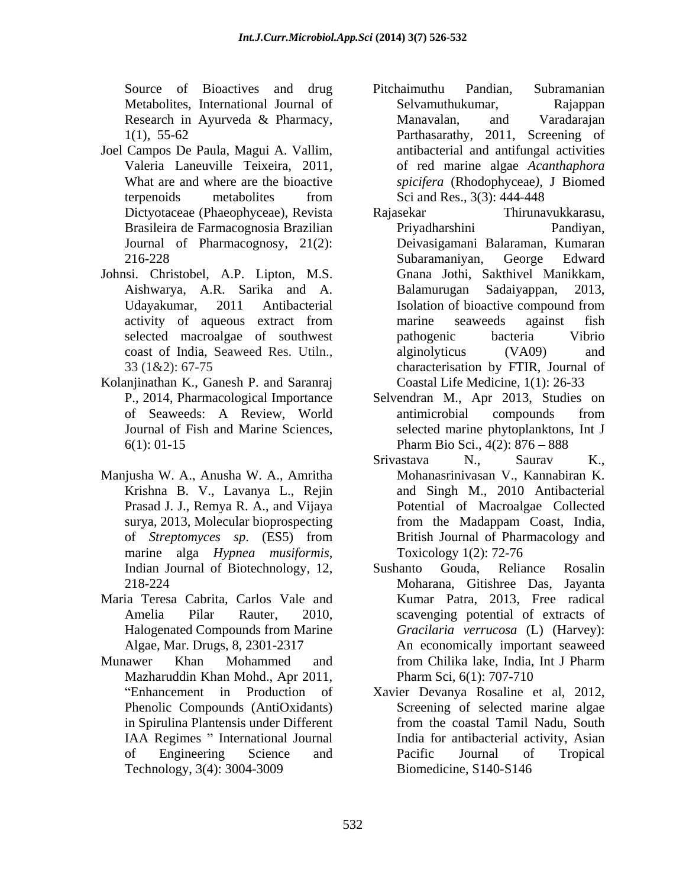Source of Bioactives and drug Metabolites, International Journal of Research in Ayurveda & Pharmacy, 1(1), 55-62

Joel Campos De Paula, Magui A. Vallim, Valeria Laneuville Teixeira, 2011, What are and where are the bioactive terpenoids metabolites from Dictyotaceae (Phaeophyceae), Revista Brasileira de Farmacognosia Brazilian Journal of Pharmacognosy, 21(2): 216-228

Johnsi. Christobel, A.P. Lipton, M.S. Aishwarya, A.R. Sarika and A. Udayakumar, 2011 Antibacterial activity of aqueous extract from selected macroalgae of southwest coast of India, Seaweed Res. Utiln., 33 (1&2): 67-75

Kolanjinathan K., Ganesh P. and Saranraj P., 2014, Pharmacological Importance of Seaweeds: A Review, World Journal of Fish and Marine Sciences, 6(1): 01-15

Manjusha W. A., Anusha W. A., Amritha Krishna B. V., Lavanya L., Rejin Prasad J. J., Remya R. A., and Vijaya surya, 2013, Molecular bioprospecting of *Streptomyces sp*. (ES5) from marine alga *Hypnea musiformis*, Indian Journal of Biotechnology, 12, 218-224

Maria Teresa Cabrita, Carlos Vale and Amelia Pilar Rauter, 2010, Halogenated Compounds from Marine Algae, Mar. Drugs, 8, 2301-2317

Munawer Khan Mohammed and Mazharuddin Khan Mohd., Apr 2011, "Enhancement in Production of Phenolic Compounds (AntiOxidants) in Spirulina Plantensis under Different IAA Regimes " International Journal of Engineering Science and Technology, 3(4): 3004-3009

Pitchaimuthu Pandian, Subramanian Selvamuthukumar, Rajappan Manavalan, and Varadarajan Parthasarathy, 2011, Screening of antibacterial and antifungal activities of red marine algae *Acanthaphora spicifera* (Rhodophyceae), J Biomed Sci and Res., 3(3): 444-448

Rajasekar Thirunavukkarasu, Priyadharshini Pandiyan, Deivasigamani Balaraman, Kumaran Subaramaniyan, George Edward Gnana Jothi, Sakthivel Manikkam, Balamurugan Sadaiyappan, 2013, Isolation of bioactive compound from marine seaweeds against fish pathogenic bacteria Vibrio alginolyticus (VA09) and characterisation by FTIR, Journal of Coastal Life Medicine, 1(1): 26-33

Selvendran M., Apr 2013, Studies on antimicrobial compounds from selected marine phytoplanktons, Int J Pharm Bio Sci., 4(2): 876 – 888

Srivastava N., Saurav K., Mohanasrinivasan V., Kannabiran K. and Singh M., 2010 Antibacterial Potential of Macroalgae Collected from the Madappam Coast, India, British Journal of Pharmacology and Toxicology 1(2): 72-76

Sushanto Gouda, Reliance Rosalin Moharana, Gitishree Das, Jayanta Kumar Patra, 2013, Free radical scavenging potential of extracts of *Gracilaria verrucosa* (L) (Harvey): An economically important seaweed from Chilika lake, India, Int J Pharm Pharm Sci, 6(1): 707-710

Xavier Devanya Rosaline et al, 2012, Screening of selected marine algae from the coastal Tamil Nadu, South India for antibacterial activity, Asian Pacific Journal of Tropical Biomedicine, S140-S146